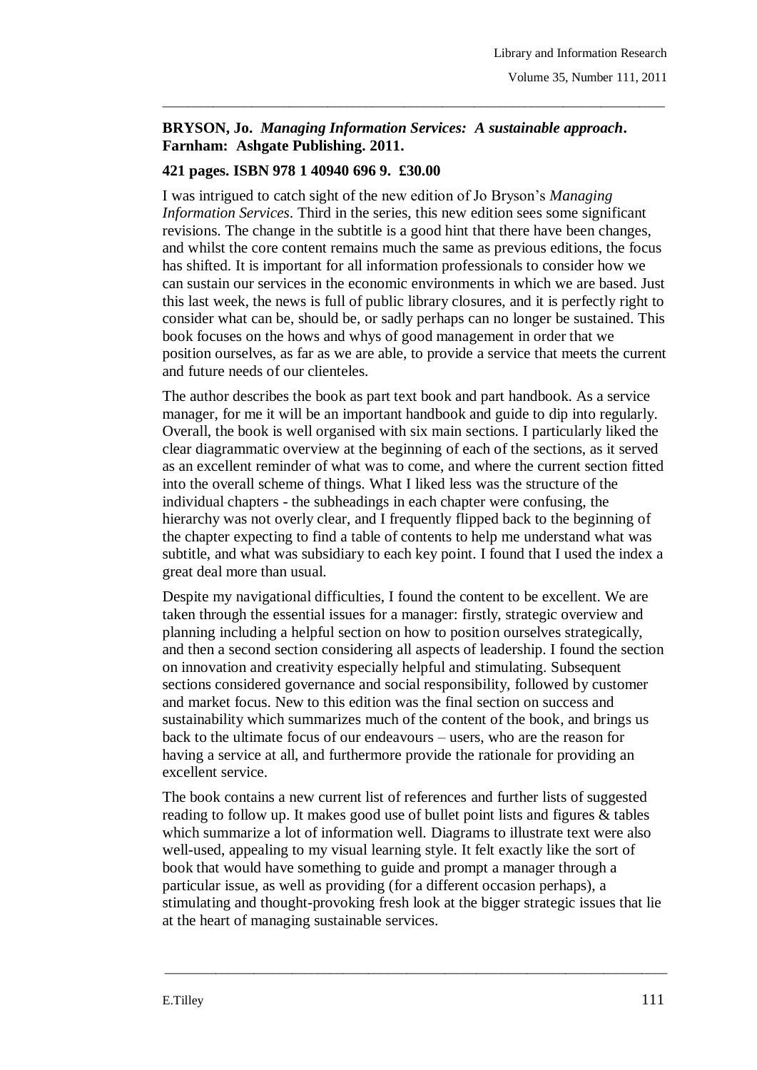**BRYSON, Jo.** ***Managing Information Services: A sustainable approach*****. Farnham: Ashgate Publishing. 2011.**

**421 pages. ISBN 978 1 40940 696 9. £30.00**

I was intrigued to catch sight of the new edition of Jo Bryson's *Managing Information Services*. Third in the series, this new edition sees some significant revisions. The change in the subtitle is a good hint that there have been changes, and whilst the core content remains much the same as previous editions, the focus has shifted. It is important for all information professionals to consider how we can sustain our services in the economic environments in which we are based. Just this last week, the news is full of public library closures, and it is perfectly right to consider what can be, should be, or sadly perhaps can no longer be sustained. This book focuses on the hows and whys of good management in order that we position ourselves, as far as we are able, to provide a service that meets the current and future needs of our clienteles.

The author describes the book as part text book and part handbook. As a service manager, for me it will be an important handbook and guide to dip into regularly. Overall, the book is well organised with six main sections. I particularly liked the clear diagrammatic overview at the beginning of each of the sections, as it served as an excellent reminder of what was to come, and where the current section fitted into the overall scheme of things. What I liked less was the structure of the individual chapters - the subheadings in each chapter were confusing, the hierarchy was not overly clear, and I frequently flipped back to the beginning of the chapter expecting to find a table of contents to help me understand what was subtitle, and what was subsidiary to each key point. I found that I used the index a great deal more than usual.

Despite my navigational difficulties, I found the content to be excellent. We are taken through the essential issues for a manager: firstly, strategic overview and planning including a helpful section on how to position ourselves strategically, and then a second section considering all aspects of leadership. I found the section on innovation and creativity especially helpful and stimulating. Subsequent sections considered governance and social responsibility, followed by customer and market focus. New to this edition was the final section on success and sustainability which summarizes much of the content of the book, and brings us back to the ultimate focus of our endeavours – users, who are the reason for having a service at all, and furthermore provide the rationale for providing an excellent service.

The book contains a new current list of references and further lists of suggested reading to follow up. It makes good use of bullet point lists and figures & tables which summarize a lot of information well. Diagrams to illustrate text were also well-used, appealing to my visual learning style. It felt exactly like the sort of book that would have something to guide and prompt a manager through a particular issue, as well as providing (for a different occasion perhaps), a stimulating and thought-provoking fresh look at the bigger strategic issues that lie at the heart of managing sustainable services.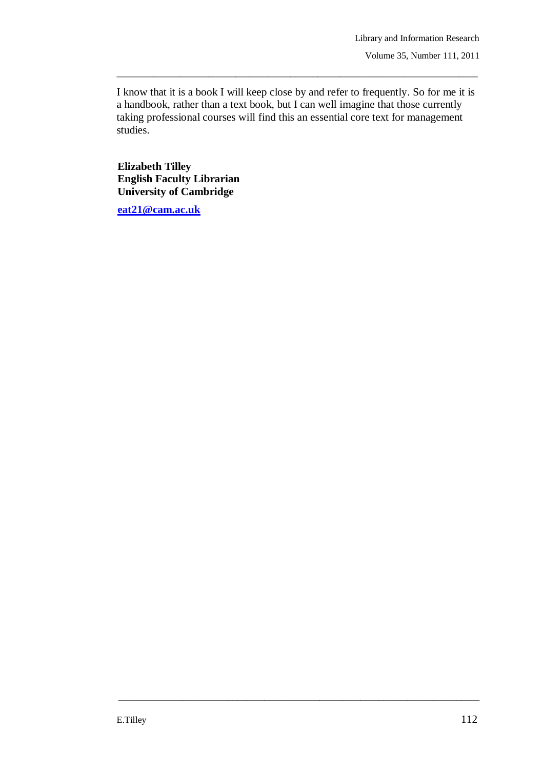I know that it is a book I will keep close by and refer to frequently. So for me it is a handbook, rather than a text book, but I can well imagine that those currently taking professional courses will find this an essential core text for management studies.

**Elizabeth Tilley**
**English Faculty Librarian**
**University of Cambridge**

**eat21@cam.ac.uk**